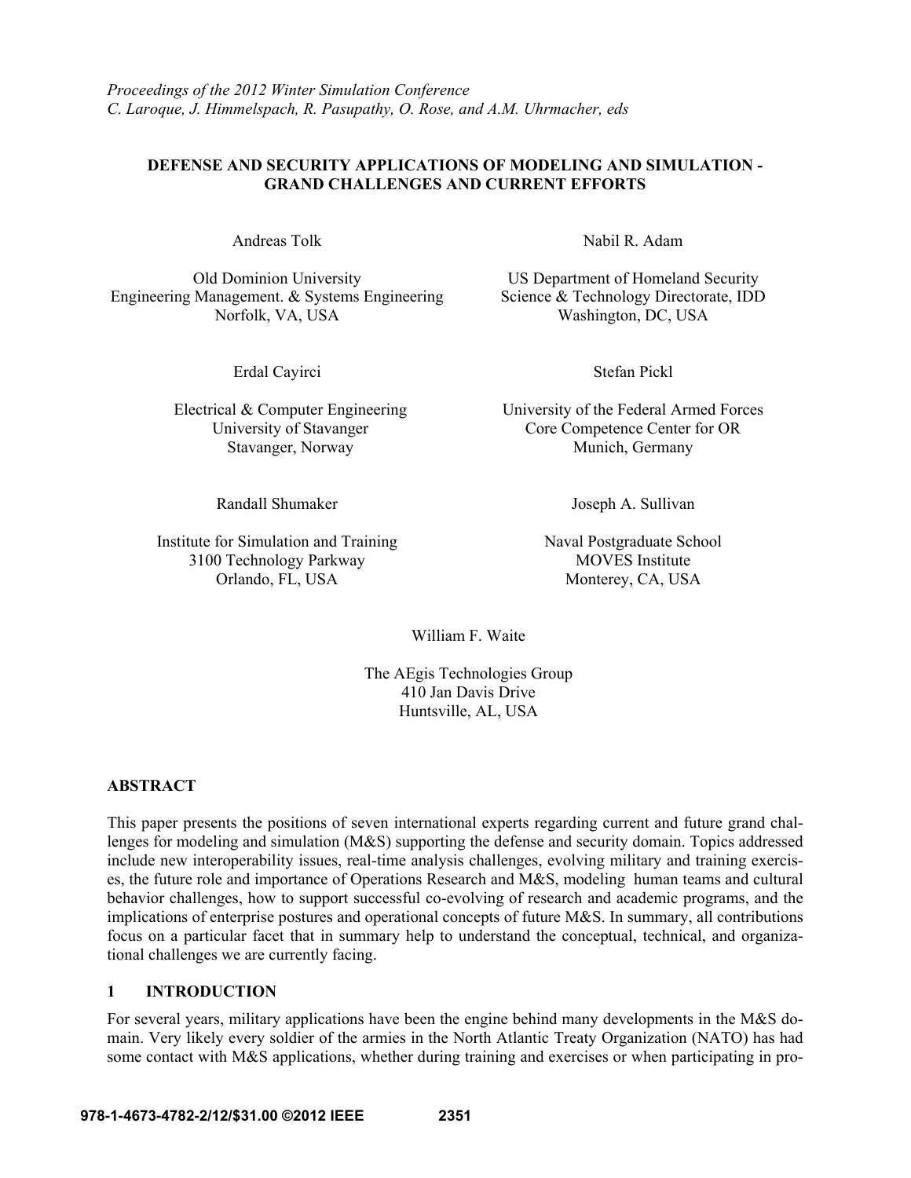*Proceedings of the 2012 Winter Simulation Conference*
*C. Laroque, J. Himmelspach, R. Pasupathy, O. Rose, and A.M. Uhrmacher, eds*

# DEFENSE AND SECURITY APPLICATIONS OF MODELING AND SIMULATION - GRAND CHALLENGES AND CURRENT EFFORTS

Andreas Tolk

Old Dominion University
Engineering Management. & Systems Engineering
Norfolk, VA, USA

Nabil R. Adam

US Department of Homeland Security
Science & Technology Directorate, IDD
Washington, DC, USA

Erdal Cayirci

Electrical & Computer Engineering
University of Stavanger
Stavanger, Norway

Stefan Pickl

University of the Federal Armed Forces
Core Competence Center for OR
Munich, Germany

Randall Shumaker

Institute for Simulation and Training
3100 Technology Parkway
Orlando, FL, USA

Joseph A. Sullivan

Naval Postgraduate School
MOVES Institute
Monterey, CA, USA

William F. Waite

The AEgis Technologies Group
410 Jan Davis Drive
Huntsville, AL, USA

## ABSTRACT

This paper presents the positions of seven international experts regarding current and future grand challenges for modeling and simulation (M&S) supporting the defense and security domain. Topics addressed include new interoperability issues, real-time analysis challenges, evolving military and training exercises, the future role and importance of Operations Research and M&S, modeling human teams and cultural behavior challenges, how to support successful co-evolving of research and academic programs, and the implications of enterprise postures and operational concepts of future M&S. In summary, all contributions focus on a particular facet that in summary help to understand the conceptual, technical, and organizational challenges we are currently facing.

## 1 INTRODUCTION

For several years, military applications have been the engine behind many developments in the M&S domain. Very likely every soldier of the armies in the North Atlantic Treaty Organization (NATO) has had some contact with M&S applications, whether during training and exercises or when participating in pro-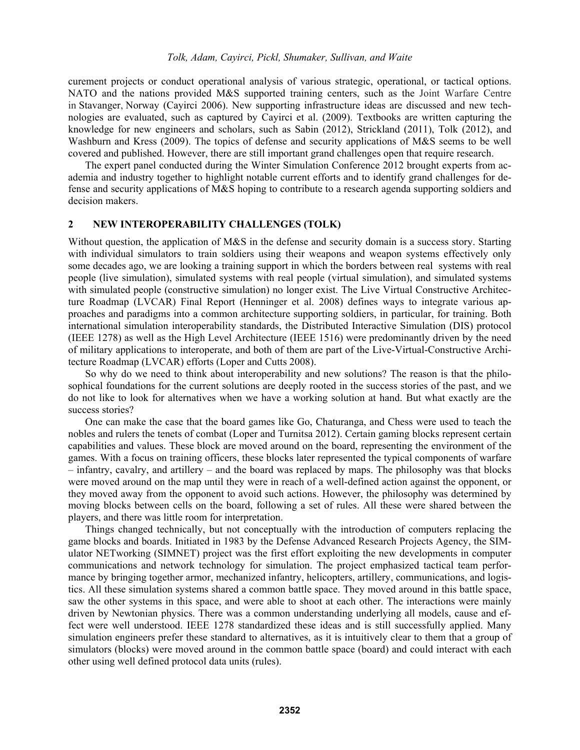curement projects or conduct operational analysis of various strategic, operational, or tactical options. NATO and the nations provided M&S supported training centers, such as the Joint Warfare Centre in Stavanger, Norway (Cayirci 2006). New supporting infrastructure ideas are discussed and new technologies are evaluated, such as captured by Cayirci et al. (2009). Textbooks are written capturing the knowledge for new engineers and scholars, such as Sabin (2012), Strickland (2011), Tolk (2012), and Washburn and Kress (2009). The topics of defense and security applications of M&S seems to be well covered and published. However, there are still important grand challenges open that require research.

The expert panel conducted during the Winter Simulation Conference 2012 brought experts from academia and industry together to highlight notable current efforts and to identify grand challenges for defense and security applications of M&S hoping to contribute to a research agenda supporting soldiers and decision makers.

## 2 NEW INTEROPERABILITY CHALLENGES (TOLK)

Without question, the application of M&S in the defense and security domain is a success story. Starting with individual simulators to train soldiers using their weapons and weapon systems effectively only some decades ago, we are looking a training support in which the borders between real systems with real people (live simulation), simulated systems with real people (virtual simulation), and simulated systems with simulated people (constructive simulation) no longer exist. The Live Virtual Constructive Architecture Roadmap (LVCAR) Final Report (Henninger et al. 2008) defines ways to integrate various approaches and paradigms into a common architecture supporting soldiers, in particular, for training. Both international simulation interoperability standards, the Distributed Interactive Simulation (DIS) protocol (IEEE 1278) as well as the High Level Architecture (IEEE 1516) were predominantly driven by the need of military applications to interoperate, and both of them are part of the Live-Virtual-Constructive Architecture Roadmap (LVCAR) efforts (Loper and Cutts 2008).

So why do we need to think about interoperability and new solutions? The reason is that the philosophical foundations for the current solutions are deeply rooted in the success stories of the past, and we do not like to look for alternatives when we have a working solution at hand. But what exactly are the success stories?

One can make the case that the board games like Go, Chaturanga, and Chess were used to teach the nobles and rulers the tenets of combat (Loper and Turnitsa 2012). Certain gaming blocks represent certain capabilities and values. These block are moved around on the board, representing the environment of the games. With a focus on training officers, these blocks later represented the typical components of warfare – infantry, cavalry, and artillery – and the board was replaced by maps. The philosophy was that blocks were moved around on the map until they were in reach of a well-defined action against the opponent, or they moved away from the opponent to avoid such actions. However, the philosophy was determined by moving blocks between cells on the board, following a set of rules. All these were shared between the players, and there was little room for interpretation.

Things changed technically, but not conceptually with the introduction of computers replacing the game blocks and boards. Initiated in 1983 by the Defense Advanced Research Projects Agency, the SIMulator NETworking (SIMNET) project was the first effort exploiting the new developments in computer communications and network technology for simulation. The project emphasized tactical team performance by bringing together armor, mechanized infantry, helicopters, artillery, communications, and logistics. All these simulation systems shared a common battle space. They moved around in this battle space, saw the other systems in this space, and were able to shoot at each other. The interactions were mainly driven by Newtonian physics. There was a common understanding underlying all models, cause and effect were well understood. IEEE 1278 standardized these ideas and is still successfully applied. Many simulation engineers prefer these standard to alternatives, as it is intuitively clear to them that a group of simulators (blocks) were moved around in the common battle space (board) and could interact with each other using well defined protocol data units (rules).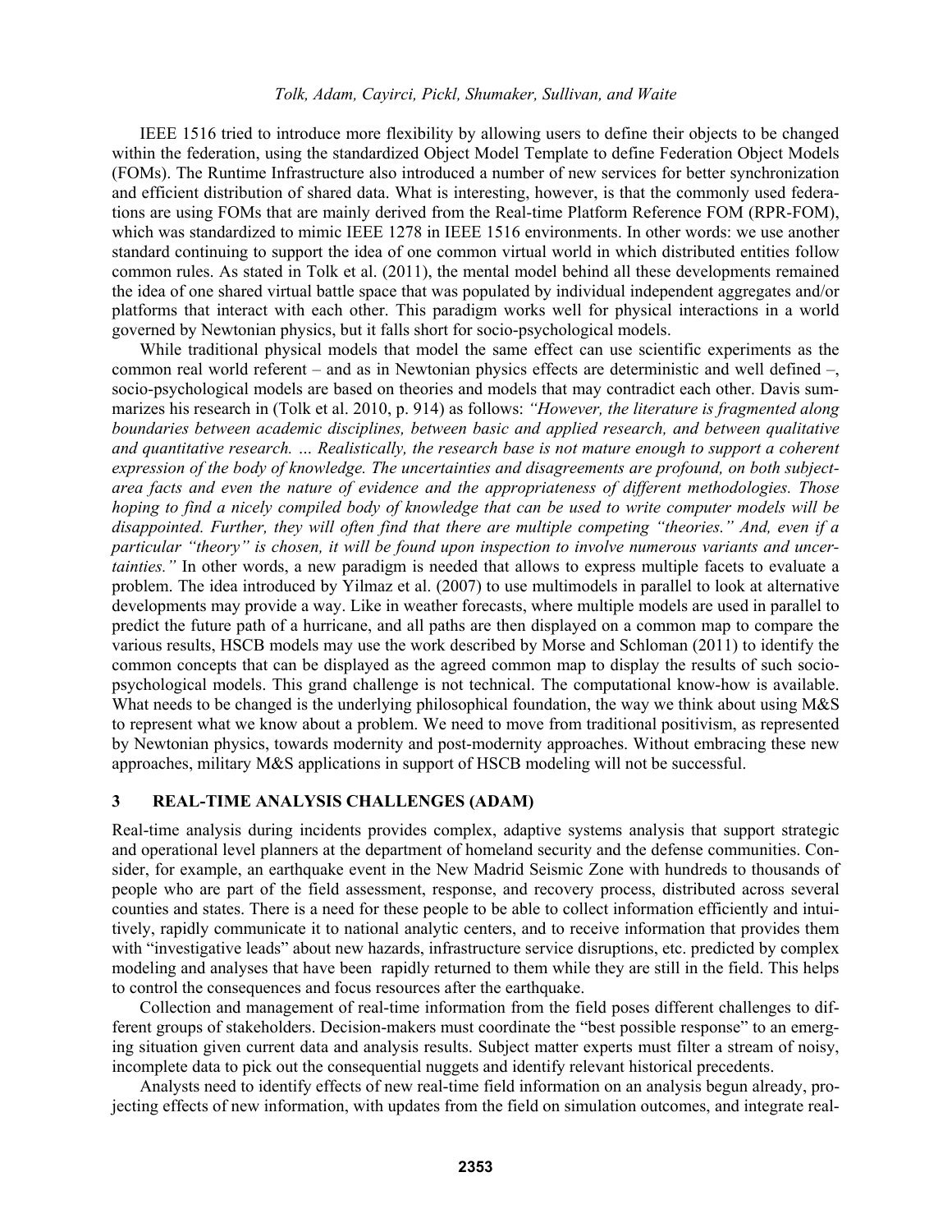IEEE 1516 tried to introduce more flexibility by allowing users to define their objects to be changed within the federation, using the standardized Object Model Template to define Federation Object Models (FOMs). The Runtime Infrastructure also introduced a number of new services for better synchronization and efficient distribution of shared data. What is interesting, however, is that the commonly used federations are using FOMs that are mainly derived from the Real-time Platform Reference FOM (RPR-FOM), which was standardized to mimic IEEE 1278 in IEEE 1516 environments. In other words: we use another standard continuing to support the idea of one common virtual world in which distributed entities follow common rules. As stated in Tolk et al. (2011), the mental model behind all these developments remained the idea of one shared virtual battle space that was populated by individual independent aggregates and/or platforms that interact with each other. This paradigm works well for physical interactions in a world governed by Newtonian physics, but it falls short for socio-psychological models.

While traditional physical models that model the same effect can use scientific experiments as the common real world referent – and as in Newtonian physics effects are deterministic and well defined –, socio-psychological models are based on theories and models that may contradict each other. Davis summarizes his research in (Tolk et al. 2010, p. 914) as follows: *"However, the literature is fragmented along boundaries between academic disciplines, between basic and applied research, and between qualitative and quantitative research. … Realistically, the research base is not mature enough to support a coherent expression of the body of knowledge. The uncertainties and disagreements are profound, on both subject-area facts and even the nature of evidence and the appropriateness of different methodologies. Those hoping to find a nicely compiled body of knowledge that can be used to write computer models will be disappointed. Further, they will often find that there are multiple competing "theories." And, even if a particular "theory" is chosen, it will be found upon inspection to involve numerous variants and uncertainties."* In other words, a new paradigm is needed that allows to express multiple facets to evaluate a problem. The idea introduced by Yilmaz et al. (2007) to use multimodels in parallel to look at alternative developments may provide a way. Like in weather forecasts, where multiple models are used in parallel to predict the future path of a hurricane, and all paths are then displayed on a common map to compare the various results, HSCB models may use the work described by Morse and Schloman (2011) to identify the common concepts that can be displayed as the agreed common map to display the results of such socio-psychological models. This grand challenge is not technical. The computational know-how is available. What needs to be changed is the underlying philosophical foundation, the way we think about using M&S to represent what we know about a problem. We need to move from traditional positivism, as represented by Newtonian physics, towards modernity and post-modernity approaches. Without embracing these new approaches, military M&S applications in support of HSCB modeling will not be successful.

## 3 REAL-TIME ANALYSIS CHALLENGES (ADAM)

Real-time analysis during incidents provides complex, adaptive systems analysis that support strategic and operational level planners at the department of homeland security and the defense communities. Consider, for example, an earthquake event in the New Madrid Seismic Zone with hundreds to thousands of people who are part of the field assessment, response, and recovery process, distributed across several counties and states. There is a need for these people to be able to collect information efficiently and intuitively, rapidly communicate it to national analytic centers, and to receive information that provides them with "investigative leads" about new hazards, infrastructure service disruptions, etc. predicted by complex modeling and analyses that have been rapidly returned to them while they are still in the field. This helps to control the consequences and focus resources after the earthquake.

Collection and management of real-time information from the field poses different challenges to different groups of stakeholders. Decision-makers must coordinate the "best possible response" to an emerging situation given current data and analysis results. Subject matter experts must filter a stream of noisy, incomplete data to pick out the consequential nuggets and identify relevant historical precedents.

Analysts need to identify effects of new real-time field information on an analysis begun already, projecting effects of new information, with updates from the field on simulation outcomes, and integrate real-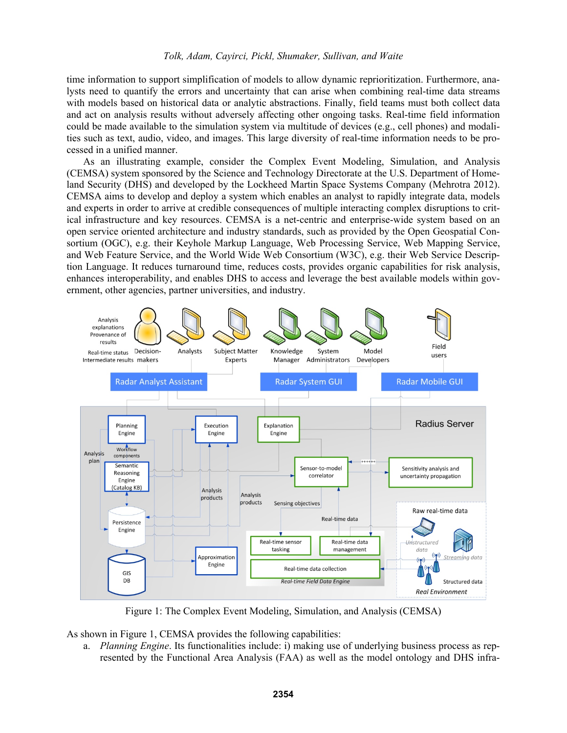time information to support simplification of models to allow dynamic reprioritization. Furthermore, analysts need to quantify the errors and uncertainty that can arise when combining real-time data streams with models based on historical data or analytic abstractions. Finally, field teams must both collect data and act on analysis results without adversely affecting other ongoing tasks. Real-time field information could be made available to the simulation system via multitude of devices (e.g., cell phones) and modalities such as text, audio, video, and images. This large diversity of real-time information needs to be processed in a unified manner.

As an illustrating example, consider the Complex Event Modeling, Simulation, and Analysis (CEMSA) system sponsored by the Science and Technology Directorate at the U.S. Department of Homeland Security (DHS) and developed by the Lockheed Martin Space Systems Company (Mehrotra 2012). CEMSA aims to develop and deploy a system which enables an analyst to rapidly integrate data, models and experts in order to arrive at credible consequences of multiple interacting complex disruptions to critical infrastructure and key resources. CEMSA is a net-centric and enterprise-wide system based on an open service oriented architecture and industry standards, such as provided by the Open Geospatial Consortium (OGC), e.g. their Keyhole Markup Language, Web Processing Service, Web Mapping Service, and Web Feature Service, and the World Wide Web Consortium (W3C), e.g. their Web Service Description Language. It reduces turnaround time, reduces costs, provides organic capabilities for risk analysis, enhances interoperability, and enables DHS to access and leverage the best available models within government, other agencies, partner universities, and industry.

Figure 1: The Complex Event Modeling, Simulation, and Analysis (CEMSA)

As shown in Figure 1, CEMSA provides the following capabilities:

a. *Planning Engine*. Its functionalities include: i) making use of underlying business process as represented by the Functional Area Analysis (FAA) as well as the model ontology and DHS infra-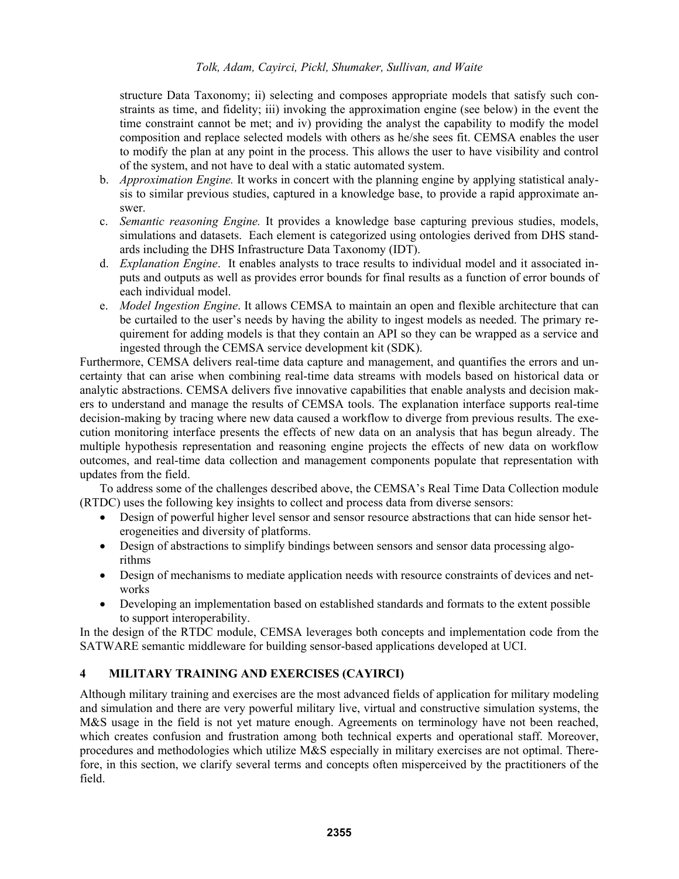structure Data Taxonomy; ii) selecting and composes appropriate models that satisfy such constraints as time, and fidelity; iii) invoking the approximation engine (see below) in the event the time constraint cannot be met; and iv) providing the analyst the capability to modify the model composition and replace selected models with others as he/she sees fit. CEMSA enables the user to modify the plan at any point in the process. This allows the user to have visibility and control of the system, and not have to deal with a static automated system.

b. *Approximation Engine.* It works in concert with the planning engine by applying statistical analysis to similar previous studies, captured in a knowledge base, to provide a rapid approximate answer.
c. *Semantic reasoning Engine.* It provides a knowledge base capturing previous studies, models, simulations and datasets. Each element is categorized using ontologies derived from DHS standards including the DHS Infrastructure Data Taxonomy (IDT).
d. *Explanation Engine*. It enables analysts to trace results to individual model and it associated inputs and outputs as well as provides error bounds for final results as a function of error bounds of each individual model.
e. *Model Ingestion Engine*. It allows CEMSA to maintain an open and flexible architecture that can be curtailed to the user's needs by having the ability to ingest models as needed. The primary requirement for adding models is that they contain an API so they can be wrapped as a service and ingested through the CEMSA service development kit (SDK).

Furthermore, CEMSA delivers real-time data capture and management, and quantifies the errors and uncertainty that can arise when combining real-time data streams with models based on historical data or analytic abstractions. CEMSA delivers five innovative capabilities that enable analysts and decision makers to understand and manage the results of CEMSA tools. The explanation interface supports real-time decision-making by tracing where new data caused a workflow to diverge from previous results. The execution monitoring interface presents the effects of new data on an analysis that has begun already. The multiple hypothesis representation and reasoning engine projects the effects of new data on workflow outcomes, and real-time data collection and management components populate that representation with updates from the field.

To address some of the challenges described above, the CEMSA's Real Time Data Collection module (RTDC) uses the following key insights to collect and process data from diverse sensors:

- Design of powerful higher level sensor and sensor resource abstractions that can hide sensor heterogeneities and diversity of platforms.
- Design of abstractions to simplify bindings between sensors and sensor data processing algorithms
- Design of mechanisms to mediate application needs with resource constraints of devices and networks
- Developing an implementation based on established standards and formats to the extent possible to support interoperability.

In the design of the RTDC module, CEMSA leverages both concepts and implementation code from the SATWARE semantic middleware for building sensor-based applications developed at UCI.

## 4 MILITARY TRAINING AND EXERCISES (CAYIRCI)

Although military training and exercises are the most advanced fields of application for military modeling and simulation and there are very powerful military live, virtual and constructive simulation systems, the M&S usage in the field is not yet mature enough. Agreements on terminology have not been reached, which creates confusion and frustration among both technical experts and operational staff. Moreover, procedures and methodologies which utilize M&S especially in military exercises are not optimal. Therefore, in this section, we clarify several terms and concepts often misperceived by the practitioners of the field.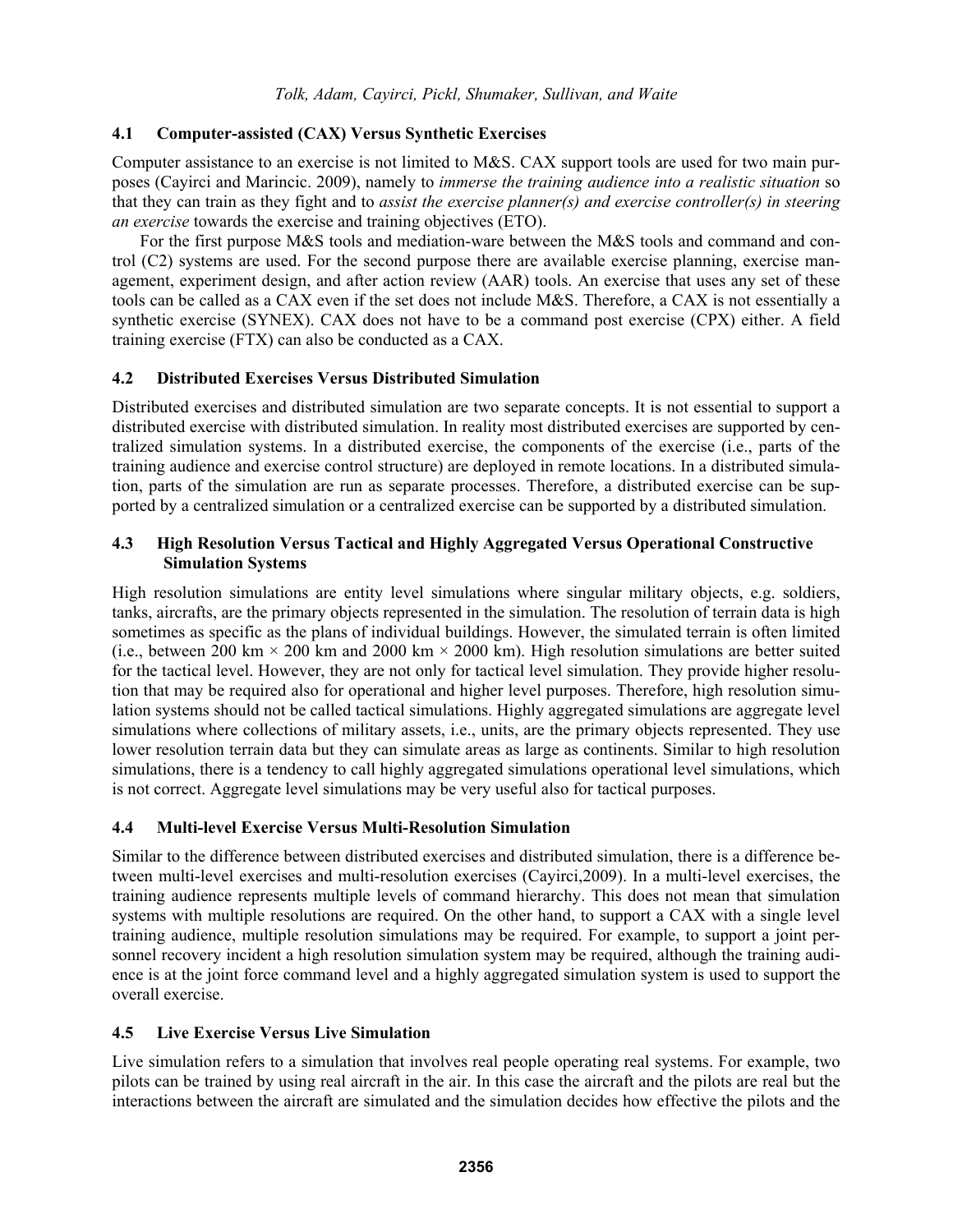### 4.1 Computer-assisted (CAX) Versus Synthetic Exercises

Computer assistance to an exercise is not limited to M&S. CAX support tools are used for two main purposes (Cayirci and Marincic. 2009), namely to *immerse the training audience into a realistic situation* so that they can train as they fight and to *assist the exercise planner(s) and exercise controller(s) in steering an exercise* towards the exercise and training objectives (ETO).

For the first purpose M&S tools and mediation-ware between the M&S tools and command and control (C2) systems are used. For the second purpose there are available exercise planning, exercise management, experiment design, and after action review (AAR) tools. An exercise that uses any set of these tools can be called as a CAX even if the set does not include M&S. Therefore, a CAX is not essentially a synthetic exercise (SYNEX). CAX does not have to be a command post exercise (CPX) either. A field training exercise (FTX) can also be conducted as a CAX.

### 4.2 Distributed Exercises Versus Distributed Simulation

Distributed exercises and distributed simulation are two separate concepts. It is not essential to support a distributed exercise with distributed simulation. In reality most distributed exercises are supported by centralized simulation systems. In a distributed exercise, the components of the exercise (i.e., parts of the training audience and exercise control structure) are deployed in remote locations. In a distributed simulation, parts of the simulation are run as separate processes. Therefore, a distributed exercise can be supported by a centralized simulation or a centralized exercise can be supported by a distributed simulation.

### 4.3 High Resolution Versus Tactical and Highly Aggregated Versus Operational Constructive Simulation Systems

High resolution simulations are entity level simulations where singular military objects, e.g. soldiers, tanks, aircrafts, are the primary objects represented in the simulation. The resolution of terrain data is high sometimes as specific as the plans of individual buildings. However, the simulated terrain is often limited (i.e., between 200 km × 200 km and 2000 km × 2000 km). High resolution simulations are better suited for the tactical level. However, they are not only for tactical level simulation. They provide higher resolution that may be required also for operational and higher level purposes. Therefore, high resolution simulation systems should not be called tactical simulations. Highly aggregated simulations are aggregate level simulations where collections of military assets, i.e., units, are the primary objects represented. They use lower resolution terrain data but they can simulate areas as large as continents. Similar to high resolution simulations, there is a tendency to call highly aggregated simulations operational level simulations, which is not correct. Aggregate level simulations may be very useful also for tactical purposes.

### 4.4 Multi-level Exercise Versus Multi-Resolution Simulation

Similar to the difference between distributed exercises and distributed simulation, there is a difference between multi-level exercises and multi-resolution exercises (Cayirci,2009). In a multi-level exercises, the training audience represents multiple levels of command hierarchy. This does not mean that simulation systems with multiple resolutions are required. On the other hand, to support a CAX with a single level training audience, multiple resolution simulations may be required. For example, to support a joint personnel recovery incident a high resolution simulation system may be required, although the training audience is at the joint force command level and a highly aggregated simulation system is used to support the overall exercise.

### 4.5 Live Exercise Versus Live Simulation

Live simulation refers to a simulation that involves real people operating real systems. For example, two pilots can be trained by using real aircraft in the air. In this case the aircraft and the pilots are real but the interactions between the aircraft are simulated and the simulation decides how effective the pilots and the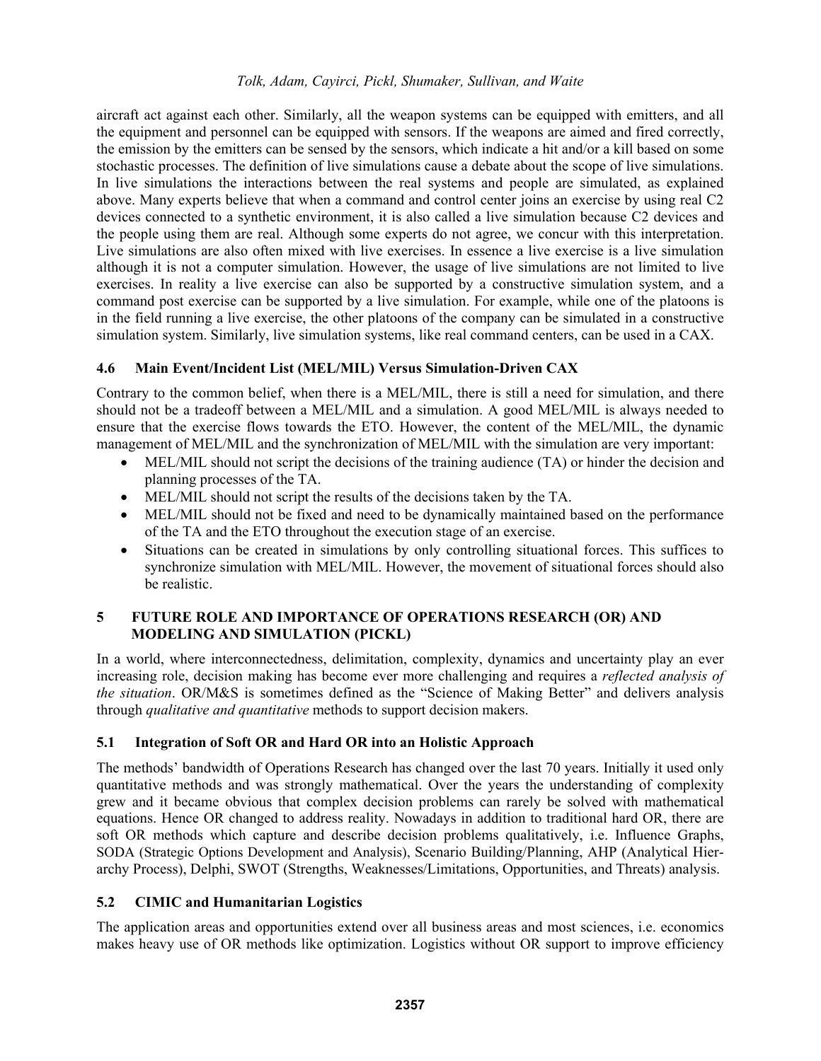aircraft act against each other. Similarly, all the weapon systems can be equipped with emitters, and all the equipment and personnel can be equipped with sensors. If the weapons are aimed and fired correctly, the emission by the emitters can be sensed by the sensors, which indicate a hit and/or a kill based on some stochastic processes. The definition of live simulations cause a debate about the scope of live simulations. In live simulations the interactions between the real systems and people are simulated, as explained above. Many experts believe that when a command and control center joins an exercise by using real C2 devices connected to a synthetic environment, it is also called a live simulation because C2 devices and the people using them are real. Although some experts do not agree, we concur with this interpretation. Live simulations are also often mixed with live exercises. In essence a live exercise is a live simulation although it is not a computer simulation. However, the usage of live simulations are not limited to live exercises. In reality a live exercise can also be supported by a constructive simulation system, and a command post exercise can be supported by a live simulation. For example, while one of the platoons is in the field running a live exercise, the other platoons of the company can be simulated in a constructive simulation system. Similarly, live simulation systems, like real command centers, can be used in a CAX.

### 4.6 Main Event/Incident List (MEL/MIL) Versus Simulation-Driven CAX

Contrary to the common belief, when there is a MEL/MIL, there is still a need for simulation, and there should not be a tradeoff between a MEL/MIL and a simulation. A good MEL/MIL is always needed to ensure that the exercise flows towards the ETO. However, the content of the MEL/MIL, the dynamic management of MEL/MIL and the synchronization of MEL/MIL with the simulation are very important:

- MEL/MIL should not script the decisions of the training audience (TA) or hinder the decision and planning processes of the TA.
- MEL/MIL should not script the results of the decisions taken by the TA.
- MEL/MIL should not be fixed and need to be dynamically maintained based on the performance of the TA and the ETO throughout the execution stage of an exercise.
- Situations can be created in simulations by only controlling situational forces. This suffices to synchronize simulation with MEL/MIL. However, the movement of situational forces should also be realistic.

## 5 FUTURE ROLE AND IMPORTANCE OF OPERATIONS RESEARCH (OR) AND MODELING AND SIMULATION (PICKL)

In a world, where interconnectedness, delimitation, complexity, dynamics and uncertainty play an ever increasing role, decision making has become ever more challenging and requires a *reflected analysis of the situation*. OR/M&S is sometimes defined as the "Science of Making Better" and delivers analysis through *qualitative and quantitative* methods to support decision makers.

### 5.1 Integration of Soft OR and Hard OR into an Holistic Approach

The methods' bandwidth of Operations Research has changed over the last 70 years. Initially it used only quantitative methods and was strongly mathematical. Over the years the understanding of complexity grew and it became obvious that complex decision problems can rarely be solved with mathematical equations. Hence OR changed to address reality. Nowadays in addition to traditional hard OR, there are soft OR methods which capture and describe decision problems qualitatively, i.e. Influence Graphs, SODA (Strategic Options Development and Analysis), Scenario Building/Planning, AHP (Analytical Hierarchy Process), Delphi, SWOT (Strengths, Weaknesses/Limitations, Opportunities, and Threats) analysis.

### 5.2 CIMIC and Humanitarian Logistics

The application areas and opportunities extend over all business areas and most sciences, i.e. economics makes heavy use of OR methods like optimization. Logistics without OR support to improve efficiency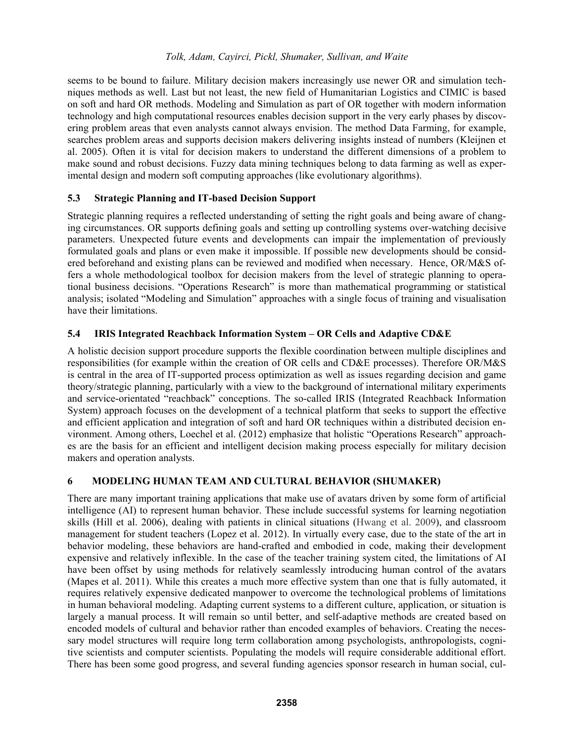seems to be bound to failure. Military decision makers increasingly use newer OR and simulation techniques methods as well. Last but not least, the new field of Humanitarian Logistics and CIMIC is based on soft and hard OR methods. Modeling and Simulation as part of OR together with modern information technology and high computational resources enables decision support in the very early phases by discovering problem areas that even analysts cannot always envision. The method Data Farming, for example, searches problem areas and supports decision makers delivering insights instead of numbers (Kleijnen et al. 2005). Often it is vital for decision makers to understand the different dimensions of a problem to make sound and robust decisions. Fuzzy data mining techniques belong to data farming as well as experimental design and modern soft computing approaches (like evolutionary algorithms).

### 5.3 Strategic Planning and IT-based Decision Support

Strategic planning requires a reflected understanding of setting the right goals and being aware of changing circumstances. OR supports defining goals and setting up controlling systems over-watching decisive parameters. Unexpected future events and developments can impair the implementation of previously formulated goals and plans or even make it impossible. If possible new developments should be considered beforehand and existing plans can be reviewed and modified when necessary. Hence, OR/M&S offers a whole methodological toolbox for decision makers from the level of strategic planning to operational business decisions. "Operations Research" is more than mathematical programming or statistical analysis; isolated "Modeling and Simulation" approaches with a single focus of training and visualisation have their limitations.

### 5.4 IRIS Integrated Reachback Information System – OR Cells and Adaptive CD&E

A holistic decision support procedure supports the flexible coordination between multiple disciplines and responsibilities (for example within the creation of OR cells and CD&E processes). Therefore OR/M&S is central in the area of IT-supported process optimization as well as issues regarding decision and game theory/strategic planning, particularly with a view to the background of international military experiments and service-orientated "reachback" conceptions. The so-called IRIS (Integrated Reachback Information System) approach focuses on the development of a technical platform that seeks to support the effective and efficient application and integration of soft and hard OR techniques within a distributed decision environment. Among others, Loechel et al. (2012) emphasize that holistic "Operations Research" approaches are the basis for an efficient and intelligent decision making process especially for military decision makers and operation analysts.

## 6 MODELING HUMAN TEAM AND CULTURAL BEHAVIOR (SHUMAKER)

There are many important training applications that make use of avatars driven by some form of artificial intelligence (AI) to represent human behavior. These include successful systems for learning negotiation skills (Hill et al. 2006), dealing with patients in clinical situations (Hwang et al. 2009), and classroom management for student teachers (Lopez et al. 2012). In virtually every case, due to the state of the art in behavior modeling, these behaviors are hand-crafted and embodied in code, making their development expensive and relatively inflexible. In the case of the teacher training system cited, the limitations of AI have been offset by using methods for relatively seamlessly introducing human control of the avatars (Mapes et al. 2011). While this creates a much more effective system than one that is fully automated, it requires relatively expensive dedicated manpower to overcome the technological problems of limitations in human behavioral modeling. Adapting current systems to a different culture, application, or situation is largely a manual process. It will remain so until better, and self-adaptive methods are created based on encoded models of cultural and behavior rather than encoded examples of behaviors. Creating the necessary model structures will require long term collaboration among psychologists, anthropologists, cognitive scientists and computer scientists. Populating the models will require considerable additional effort. There has been some good progress, and several funding agencies sponsor research in human social, cul-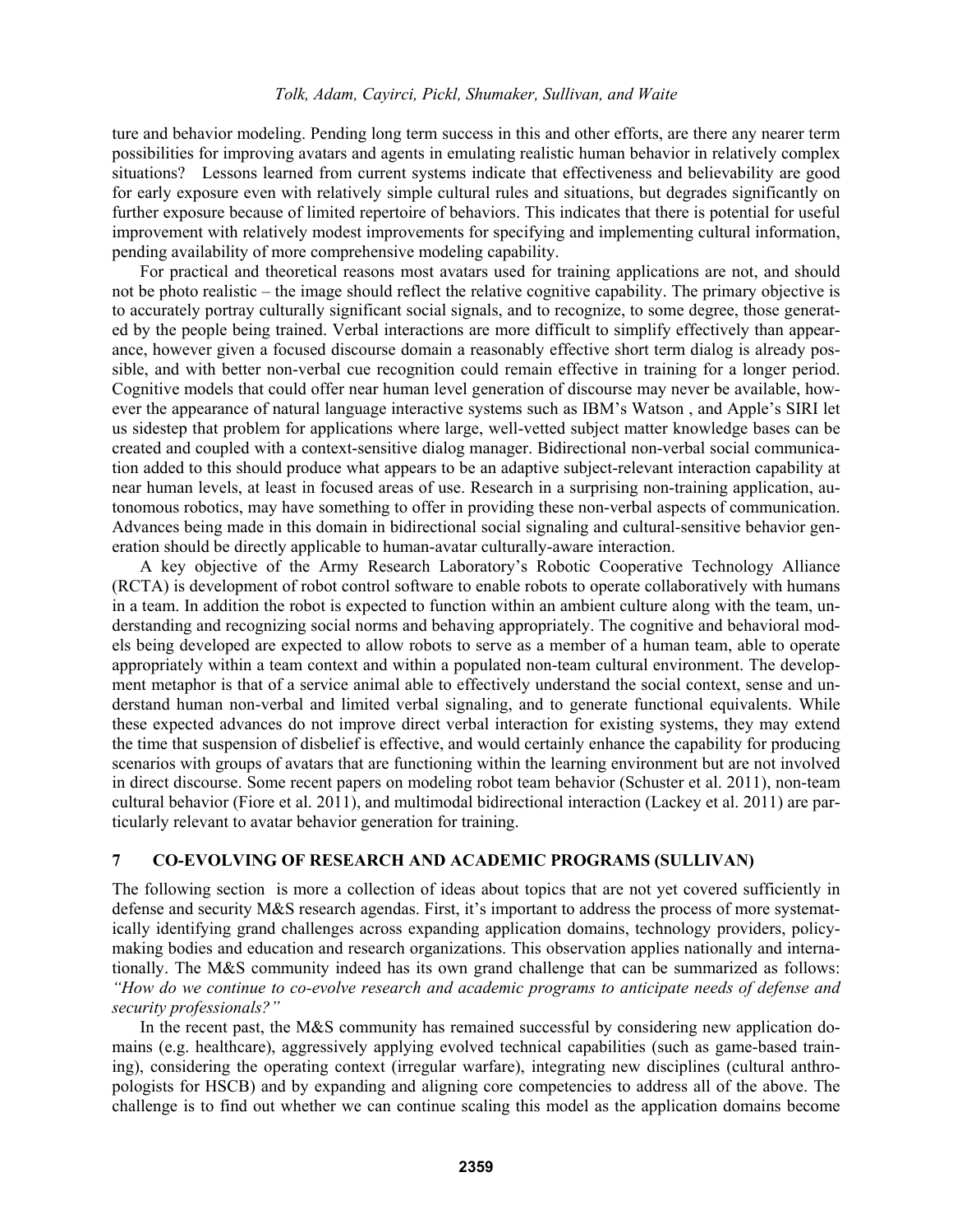ture and behavior modeling. Pending long term success in this and other efforts, are there any nearer term possibilities for improving avatars and agents in emulating realistic human behavior in relatively complex situations? Lessons learned from current systems indicate that effectiveness and believability are good for early exposure even with relatively simple cultural rules and situations, but degrades significantly on further exposure because of limited repertoire of behaviors. This indicates that there is potential for useful improvement with relatively modest improvements for specifying and implementing cultural information, pending availability of more comprehensive modeling capability.

For practical and theoretical reasons most avatars used for training applications are not, and should not be photo realistic – the image should reflect the relative cognitive capability. The primary objective is to accurately portray culturally significant social signals, and to recognize, to some degree, those generated by the people being trained. Verbal interactions are more difficult to simplify effectively than appearance, however given a focused discourse domain a reasonably effective short term dialog is already possible, and with better non-verbal cue recognition could remain effective in training for a longer period. Cognitive models that could offer near human level generation of discourse may never be available, however the appearance of natural language interactive systems such as IBM's Watson , and Apple's SIRI let us sidestep that problem for applications where large, well-vetted subject matter knowledge bases can be created and coupled with a context-sensitive dialog manager. Bidirectional non-verbal social communication added to this should produce what appears to be an adaptive subject-relevant interaction capability at near human levels, at least in focused areas of use. Research in a surprising non-training application, autonomous robotics, may have something to offer in providing these non-verbal aspects of communication. Advances being made in this domain in bidirectional social signaling and cultural-sensitive behavior generation should be directly applicable to human-avatar culturally-aware interaction.

A key objective of the Army Research Laboratory's Robotic Cooperative Technology Alliance (RCTA) is development of robot control software to enable robots to operate collaboratively with humans in a team. In addition the robot is expected to function within an ambient culture along with the team, understanding and recognizing social norms and behaving appropriately. The cognitive and behavioral models being developed are expected to allow robots to serve as a member of a human team, able to operate appropriately within a team context and within a populated non-team cultural environment. The development metaphor is that of a service animal able to effectively understand the social context, sense and understand human non-verbal and limited verbal signaling, and to generate functional equivalents. While these expected advances do not improve direct verbal interaction for existing systems, they may extend the time that suspension of disbelief is effective, and would certainly enhance the capability for producing scenarios with groups of avatars that are functioning within the learning environment but are not involved in direct discourse. Some recent papers on modeling robot team behavior (Schuster et al. 2011), non-team cultural behavior (Fiore et al. 2011), and multimodal bidirectional interaction (Lackey et al. 2011) are particularly relevant to avatar behavior generation for training.

## 7 CO-EVOLVING OF RESEARCH AND ACADEMIC PROGRAMS (SULLIVAN)

The following section is more a collection of ideas about topics that are not yet covered sufficiently in defense and security M&S research agendas. First, it's important to address the process of more systematically identifying grand challenges across expanding application domains, technology providers, policy-making bodies and education and research organizations. This observation applies nationally and internationally. The M&S community indeed has its own grand challenge that can be summarized as follows: *"How do we continue to co-evolve research and academic programs to anticipate needs of defense and security professionals?"*

In the recent past, the M&S community has remained successful by considering new application domains (e.g. healthcare), aggressively applying evolved technical capabilities (such as game-based training), considering the operating context (irregular warfare), integrating new disciplines (cultural anthropologists for HSCB) and by expanding and aligning core competencies to address all of the above. The challenge is to find out whether we can continue scaling this model as the application domains become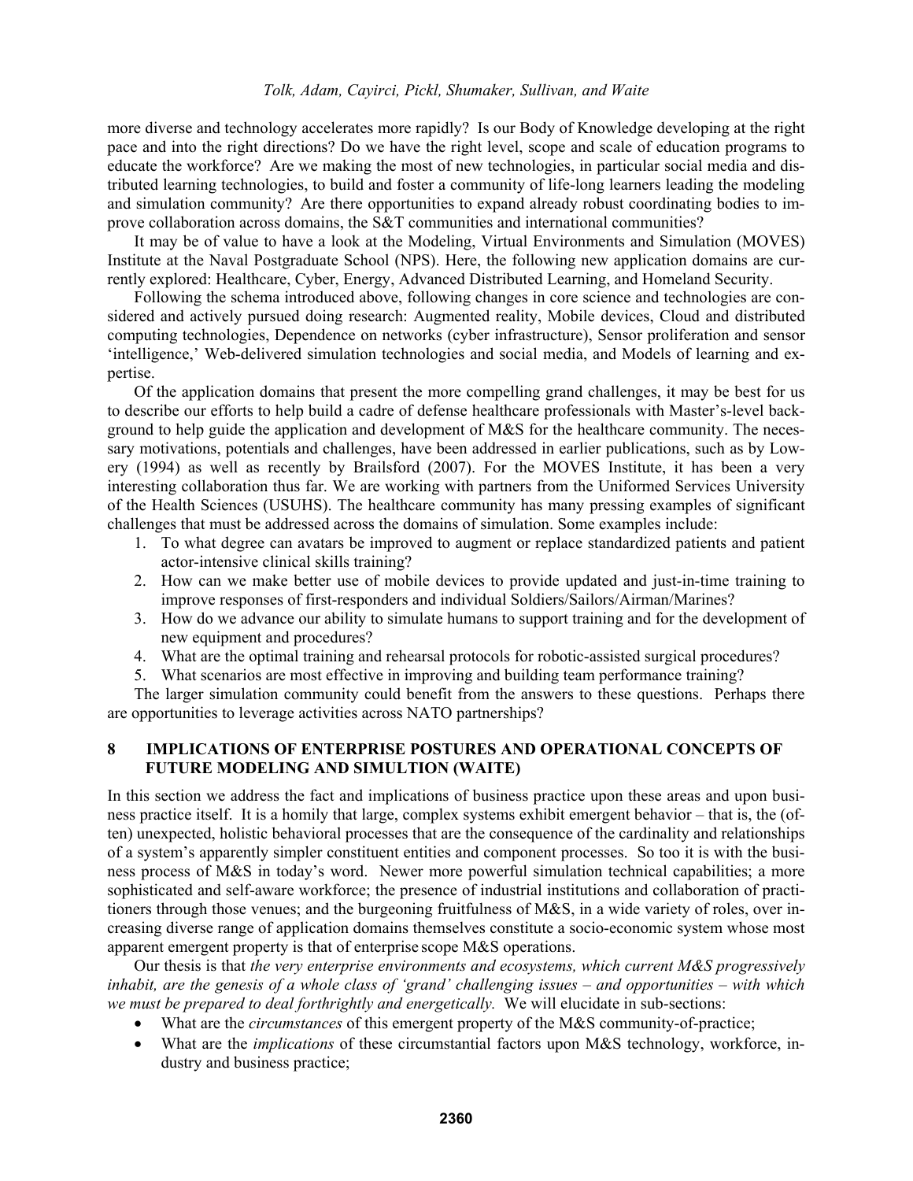more diverse and technology accelerates more rapidly? Is our Body of Knowledge developing at the right pace and into the right directions? Do we have the right level, scope and scale of education programs to educate the workforce? Are we making the most of new technologies, in particular social media and distributed learning technologies, to build and foster a community of life-long learners leading the modeling and simulation community? Are there opportunities to expand already robust coordinating bodies to improve collaboration across domains, the S&T communities and international communities?

It may be of value to have a look at the Modeling, Virtual Environments and Simulation (MOVES) Institute at the Naval Postgraduate School (NPS). Here, the following new application domains are currently explored: Healthcare, Cyber, Energy, Advanced Distributed Learning, and Homeland Security.

Following the schema introduced above, following changes in core science and technologies are considered and actively pursued doing research: Augmented reality, Mobile devices, Cloud and distributed computing technologies, Dependence on networks (cyber infrastructure), Sensor proliferation and sensor 'intelligence,' Web-delivered simulation technologies and social media, and Models of learning and expertise.

Of the application domains that present the more compelling grand challenges, it may be best for us to describe our efforts to help build a cadre of defense healthcare professionals with Master's-level background to help guide the application and development of M&S for the healthcare community. The necessary motivations, potentials and challenges, have been addressed in earlier publications, such as by Lowery (1994) as well as recently by Brailsford (2007). For the MOVES Institute, it has been a very interesting collaboration thus far. We are working with partners from the Uniformed Services University of the Health Sciences (USUHS). The healthcare community has many pressing examples of significant challenges that must be addressed across the domains of simulation. Some examples include:

1. To what degree can avatars be improved to augment or replace standardized patients and patient actor-intensive clinical skills training?
2. How can we make better use of mobile devices to provide updated and just-in-time training to improve responses of first-responders and individual Soldiers/Sailors/Airman/Marines?
3. How do we advance our ability to simulate humans to support training and for the development of new equipment and procedures?
4. What are the optimal training and rehearsal protocols for robotic-assisted surgical procedures?
5. What scenarios are most effective in improving and building team performance training?

The larger simulation community could benefit from the answers to these questions. Perhaps there are opportunities to leverage activities across NATO partnerships?

## 8 IMPLICATIONS OF ENTERPRISE POSTURES AND OPERATIONAL CONCEPTS OF FUTURE MODELING AND SIMULTION (WAITE)

In this section we address the fact and implications of business practice upon these areas and upon business practice itself. It is a homily that large, complex systems exhibit emergent behavior – that is, the (often) unexpected, holistic behavioral processes that are the consequence of the cardinality and relationships of a system's apparently simpler constituent entities and component processes. So too it is with the business process of M&S in today's word. Newer more powerful simulation technical capabilities; a more sophisticated and self-aware workforce; the presence of industrial institutions and collaboration of practitioners through those venues; and the burgeoning fruitfulness of M&S, in a wide variety of roles, over increasing diverse range of application domains themselves constitute a socio-economic system whose most apparent emergent property is that of enterprise scope M&S operations.

Our thesis is that *the very enterprise environments and ecosystems, which current M&S progressively inhabit, are the genesis of a whole class of 'grand' challenging issues – and opportunities – with which we must be prepared to deal forthrightly and energetically.* We will elucidate in sub-sections:

- What are the *circumstances* of this emergent property of the M&S community-of-practice;
- What are the *implications* of these circumstantial factors upon M&S technology, workforce, industry and business practice;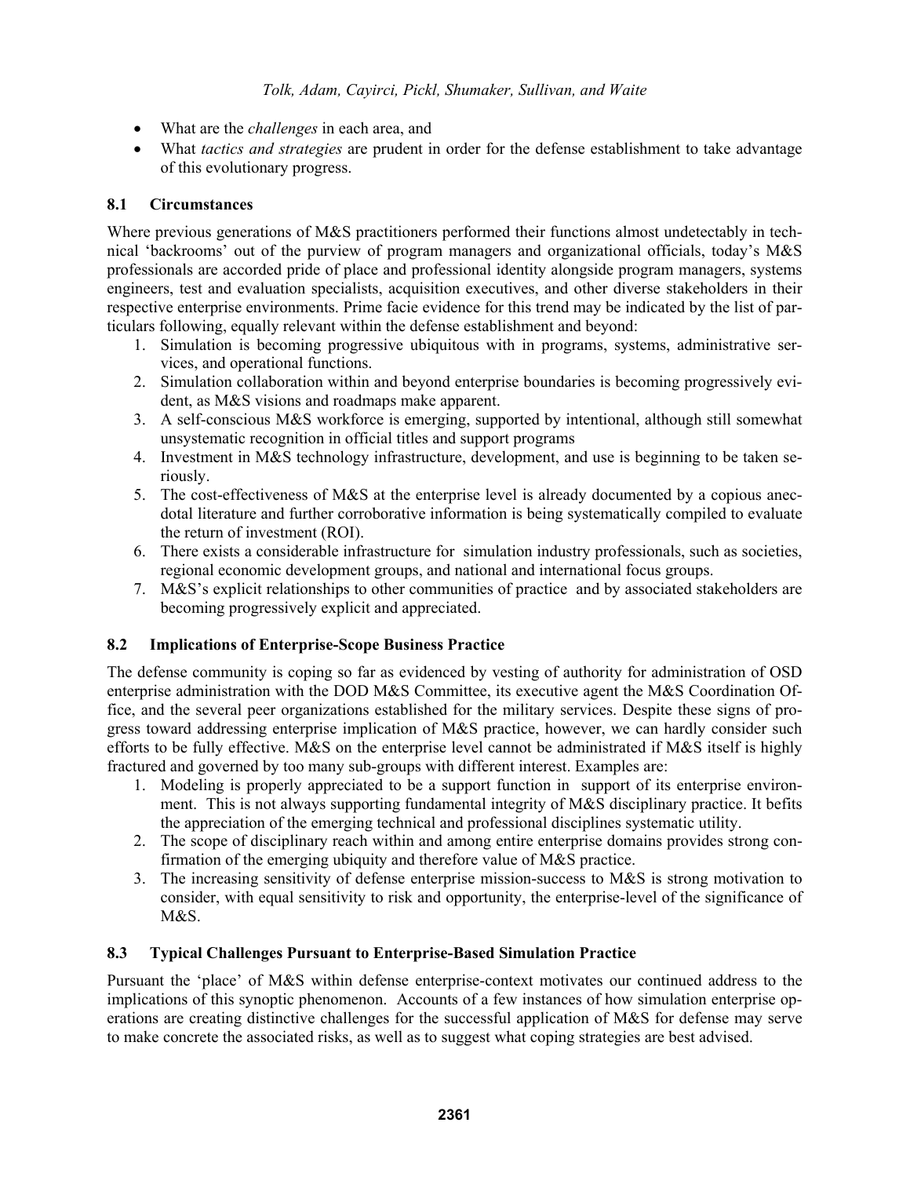- What are the *challenges* in each area, and
- What *tactics and strategies* are prudent in order for the defense establishment to take advantage of this evolutionary progress.

### 8.1 Circumstances

Where previous generations of M&S practitioners performed their functions almost undetectably in technical 'backrooms' out of the purview of program managers and organizational officials, today's M&S professionals are accorded pride of place and professional identity alongside program managers, systems engineers, test and evaluation specialists, acquisition executives, and other diverse stakeholders in their respective enterprise environments. Prime facie evidence for this trend may be indicated by the list of particulars following, equally relevant within the defense establishment and beyond:

1. Simulation is becoming progressive ubiquitous with in programs, systems, administrative services, and operational functions.
2. Simulation collaboration within and beyond enterprise boundaries is becoming progressively evident, as M&S visions and roadmaps make apparent.
3. A self-conscious M&S workforce is emerging, supported by intentional, although still somewhat unsystematic recognition in official titles and support programs
4. Investment in M&S technology infrastructure, development, and use is beginning to be taken seriously.
5. The cost-effectiveness of M&S at the enterprise level is already documented by a copious anecdotal literature and further corroborative information is being systematically compiled to evaluate the return of investment (ROI).
6. There exists a considerable infrastructure for simulation industry professionals, such as societies, regional economic development groups, and national and international focus groups.
7. M&S's explicit relationships to other communities of practice and by associated stakeholders are becoming progressively explicit and appreciated.

### 8.2 Implications of Enterprise-Scope Business Practice

The defense community is coping so far as evidenced by vesting of authority for administration of OSD enterprise administration with the DOD M&S Committee, its executive agent the M&S Coordination Office, and the several peer organizations established for the military services. Despite these signs of progress toward addressing enterprise implication of M&S practice, however, we can hardly consider such efforts to be fully effective. M&S on the enterprise level cannot be administrated if M&S itself is highly fractured and governed by too many sub-groups with different interest. Examples are:

1. Modeling is properly appreciated to be a support function in support of its enterprise environment. This is not always supporting fundamental integrity of M&S disciplinary practice. It befits the appreciation of the emerging technical and professional disciplines systematic utility.
2. The scope of disciplinary reach within and among entire enterprise domains provides strong confirmation of the emerging ubiquity and therefore value of M&S practice.
3. The increasing sensitivity of defense enterprise mission-success to M&S is strong motivation to consider, with equal sensitivity to risk and opportunity, the enterprise-level of the significance of M&S.

### 8.3 Typical Challenges Pursuant to Enterprise-Based Simulation Practice

Pursuant the 'place' of M&S within defense enterprise-context motivates our continued address to the implications of this synoptic phenomenon. Accounts of a few instances of how simulation enterprise operations are creating distinctive challenges for the successful application of M&S for defense may serve to make concrete the associated risks, as well as to suggest what coping strategies are best advised.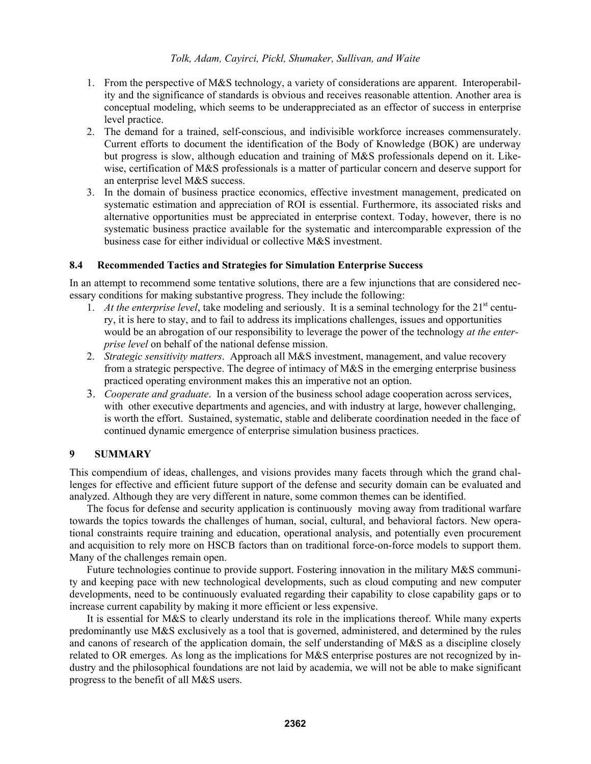1. From the perspective of M&S technology, a variety of considerations are apparent. Interoperability and the significance of standards is obvious and receives reasonable attention. Another area is conceptual modeling, which seems to be underappreciated as an effector of success in enterprise level practice.
2. The demand for a trained, self-conscious, and indivisible workforce increases commensurately. Current efforts to document the identification of the Body of Knowledge (BOK) are underway but progress is slow, although education and training of M&S professionals depend on it. Likewise, certification of M&S professionals is a matter of particular concern and deserve support for an enterprise level M&S success.
3. In the domain of business practice economics, effective investment management, predicated on systematic estimation and appreciation of ROI is essential. Furthermore, its associated risks and alternative opportunities must be appreciated in enterprise context. Today, however, there is no systematic business practice available for the systematic and intercomparable expression of the business case for either individual or collective M&S investment.

### 8.4 Recommended Tactics and Strategies for Simulation Enterprise Success

In an attempt to recommend some tentative solutions, there are a few injunctions that are considered necessary conditions for making substantive progress. They include the following:

1. *At the enterprise level*, take modeling and seriously. It is a seminal technology for the 21st century, it is here to stay, and to fail to address its implications challenges, issues and opportunities would be an abrogation of our responsibility to leverage the power of the technology *at the enterprise level* on behalf of the national defense mission.
2. *Strategic sensitivity matters*. Approach all M&S investment, management, and value recovery from a strategic perspective. The degree of intimacy of M&S in the emerging enterprise business practiced operating environment makes this an imperative not an option.
3. *Cooperate and graduate*. In a version of the business school adage cooperation across services, with other executive departments and agencies, and with industry at large, however challenging, is worth the effort. Sustained, systematic, stable and deliberate coordination needed in the face of continued dynamic emergence of enterprise simulation business practices.

## 9 SUMMARY

This compendium of ideas, challenges, and visions provides many facets through which the grand challenges for effective and efficient future support of the defense and security domain can be evaluated and analyzed. Although they are very different in nature, some common themes can be identified.

The focus for defense and security application is continuously moving away from traditional warfare towards the topics towards the challenges of human, social, cultural, and behavioral factors. New operational constraints require training and education, operational analysis, and potentially even procurement and acquisition to rely more on HSCB factors than on traditional force-on-force models to support them. Many of the challenges remain open.

Future technologies continue to provide support. Fostering innovation in the military M&S community and keeping pace with new technological developments, such as cloud computing and new computer developments, need to be continuously evaluated regarding their capability to close capability gaps or to increase current capability by making it more efficient or less expensive.

It is essential for M&S to clearly understand its role in the implications thereof. While many experts predominantly use M&S exclusively as a tool that is governed, administered, and determined by the rules and canons of research of the application domain, the self understanding of M&S as a discipline closely related to OR emerges. As long as the implications for M&S enterprise postures are not recognized by industry and the philosophical foundations are not laid by academia, we will not be able to make significant progress to the benefit of all M&S users.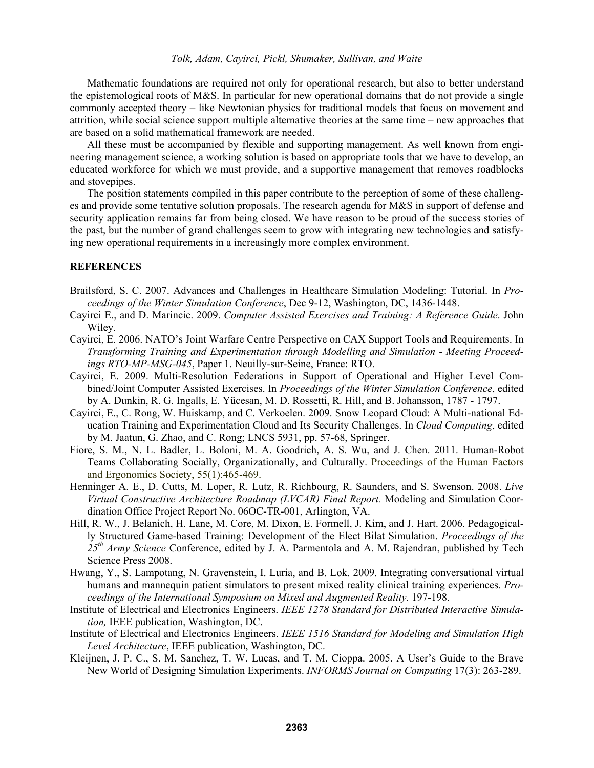Mathematic foundations are required not only for operational research, but also to better understand the epistemological roots of M&S. In particular for new operational domains that do not provide a single commonly accepted theory – like Newtonian physics for traditional models that focus on movement and attrition, while social science support multiple alternative theories at the same time – new approaches that are based on a solid mathematical framework are needed.

All these must be accompanied by flexible and supporting management. As well known from engineering management science, a working solution is based on appropriate tools that we have to develop, an educated workforce for which we must provide, and a supportive management that removes roadblocks and stovepipes.

The position statements compiled in this paper contribute to the perception of some of these challenges and provide some tentative solution proposals. The research agenda for M&S in support of defense and security application remains far from being closed. We have reason to be proud of the success stories of the past, but the number of grand challenges seem to grow with integrating new technologies and satisfying new operational requirements in a increasingly more complex environment.

## REFERENCES

Brailsford, S. C. 2007. Advances and Challenges in Healthcare Simulation Modeling: Tutorial. In *Proceedings of the Winter Simulation Conference*, Dec 9-12, Washington, DC, 1436-1448.

Cayirci E., and D. Marincic. 2009. *Computer Assisted Exercises and Training: A Reference Guide*. John Wiley.

Cayirci, E. 2006. NATO's Joint Warfare Centre Perspective on CAX Support Tools and Requirements. In *Transforming Training and Experimentation through Modelling and Simulation - Meeting Proceedings RTO-MP-MSG-045*, Paper 1. Neuilly-sur-Seine, France: RTO.

Cayirci, E. 2009. Multi-Resolution Federations in Support of Operational and Higher Level Combined/Joint Computer Assisted Exercises. In *Proceedings of the Winter Simulation Conference*, edited by A. Dunkin, R. G. Ingalls, E. Yücesan, M. D. Rossetti, R. Hill, and B. Johansson, 1787 - 1797.

Cayirci, E., C. Rong, W. Huiskamp, and C. Verkoelen. 2009. Snow Leopard Cloud: A Multi-national Education Training and Experimentation Cloud and Its Security Challenges. In *Cloud Computing*, edited by M. Jaatun, G. Zhao, and C. Rong; LNCS 5931, pp. 57-68, Springer.

Fiore, S. M., N. L. Badler, L. Boloni, M. A. Goodrich, A. S. Wu, and J. Chen. 2011. Human-Robot Teams Collaborating Socially, Organizationally, and Culturally. Proceedings of the Human Factors and Ergonomics Society, 55(1):465-469.

Henninger A. E., D. Cutts, M. Loper, R. Lutz, R. Richbourg, R. Saunders, and S. Swenson. 2008. *Live Virtual Constructive Architecture Roadmap (LVCAR) Final Report.* Modeling and Simulation Coordination Office Project Report No. 06OC-TR-001, Arlington, VA.

Hill, R. W., J. Belanich, H. Lane, M. Core, M. Dixon, E. Formell, J. Kim, and J. Hart. 2006. Pedagogically Structured Game-based Training: Development of the Elect Bilat Simulation. *Proceedings of the 25th Army Science* Conference, edited by J. A. Parmentola and A. M. Rajendran, published by Tech Science Press 2008.

Hwang, Y., S. Lampotang, N. Gravenstein, I. Luria, and B. Lok. 2009. Integrating conversational virtual humans and mannequin patient simulators to present mixed reality clinical training experiences. *Proceedings of the International Symposium on Mixed and Augmented Reality.* 197-198.

Institute of Electrical and Electronics Engineers. *IEEE 1278 Standard for Distributed Interactive Simulation,* IEEE publication, Washington, DC.

Institute of Electrical and Electronics Engineers. *IEEE 1516 Standard for Modeling and Simulation High Level Architecture*, IEEE publication, Washington, DC.

Kleijnen, J. P. C., S. M. Sanchez, T. W. Lucas, and T. M. Cioppa. 2005. A User's Guide to the Brave New World of Designing Simulation Experiments. *INFORMS Journal on Computing* 17(3): 263-289.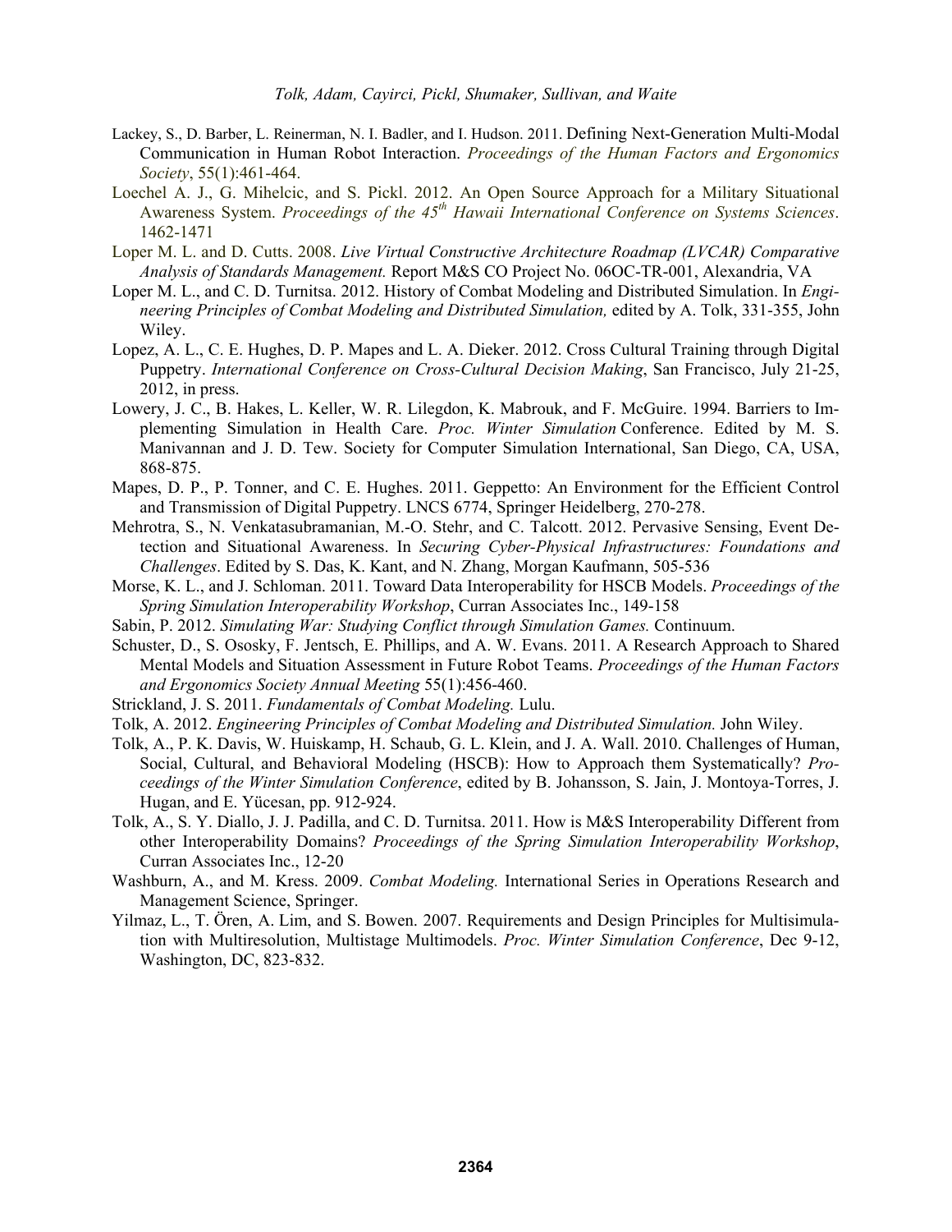Lackey, S., D. Barber, L. Reinerman, N. I. Badler, and I. Hudson. 2011. Defining Next-Generation Multi-Modal Communication in Human Robot Interaction. *Proceedings of the Human Factors and Ergonomics Society*, 55(1):461-464.

Loechel A. J., G. Mihelcic, and S. Pickl. 2012. An Open Source Approach for a Military Situational Awareness System. *Proceedings of the 45th Hawaii International Conference on Systems Sciences*. 1462-1471

Loper M. L. and D. Cutts. 2008. *Live Virtual Constructive Architecture Roadmap (LVCAR) Comparative Analysis of Standards Management.* Report M&S CO Project No. 06OC-TR-001, Alexandria, VA

Loper M. L., and C. D. Turnitsa. 2012. History of Combat Modeling and Distributed Simulation. In *Engineering Principles of Combat Modeling and Distributed Simulation,* edited by A. Tolk, 331-355, John Wiley.

Lopez, A. L., C. E. Hughes, D. P. Mapes and L. A. Dieker. 2012. Cross Cultural Training through Digital Puppetry. *International Conference on Cross-Cultural Decision Making*, San Francisco, July 21-25, 2012, in press.

Lowery, J. C., B. Hakes, L. Keller, W. R. Lilegdon, K. Mabrouk, and F. McGuire. 1994. Barriers to Implementing Simulation in Health Care. *Proc. Winter Simulation* Conference. Edited by M. S. Manivannan and J. D. Tew. Society for Computer Simulation International, San Diego, CA, USA, 868-875.

Mapes, D. P., P. Tonner, and C. E. Hughes. 2011. Geppetto: An Environment for the Efficient Control and Transmission of Digital Puppetry. LNCS 6774, Springer Heidelberg, 270-278.

Mehrotra, S., N. Venkatasubramanian, M.-O. Stehr, and C. Talcott. 2012. Pervasive Sensing, Event Detection and Situational Awareness. In *Securing Cyber-Physical Infrastructures: Foundations and Challenges*. Edited by S. Das, K. Kant, and N. Zhang, Morgan Kaufmann, 505-536

Morse, K. L., and J. Schloman. 2011. Toward Data Interoperability for HSCB Models. *Proceedings of the Spring Simulation Interoperability Workshop*, Curran Associates Inc., 149-158

Sabin, P. 2012. *Simulating War: Studying Conflict through Simulation Games.* Continuum.

Schuster, D., S. Ososky, F. Jentsch, E. Phillips, and A. W. Evans. 2011. A Research Approach to Shared Mental Models and Situation Assessment in Future Robot Teams. *Proceedings of the Human Factors and Ergonomics Society Annual Meeting* 55(1):456-460.

Strickland, J. S. 2011. *Fundamentals of Combat Modeling.* Lulu.

Tolk, A. 2012. *Engineering Principles of Combat Modeling and Distributed Simulation.* John Wiley.

Tolk, A., P. K. Davis, W. Huiskamp, H. Schaub, G. L. Klein, and J. A. Wall. 2010. Challenges of Human, Social, Cultural, and Behavioral Modeling (HSCB): How to Approach them Systematically? *Proceedings of the Winter Simulation Conference*, edited by B. Johansson, S. Jain, J. Montoya-Torres, J. Hugan, and E. Yücesan, pp. 912-924.

Tolk, A., S. Y. Diallo, J. J. Padilla, and C. D. Turnitsa. 2011. How is M&S Interoperability Different from other Interoperability Domains? *Proceedings of the Spring Simulation Interoperability Workshop*, Curran Associates Inc., 12-20

Washburn, A., and M. Kress. 2009. *Combat Modeling.* International Series in Operations Research and Management Science, Springer.

Yilmaz, L., T. Ören, A. Lim, and S. Bowen. 2007. Requirements and Design Principles for Multisimulation with Multiresolution, Multistage Multimodels. *Proc. Winter Simulation Conference*, Dec 9-12, Washington, DC, 823-832.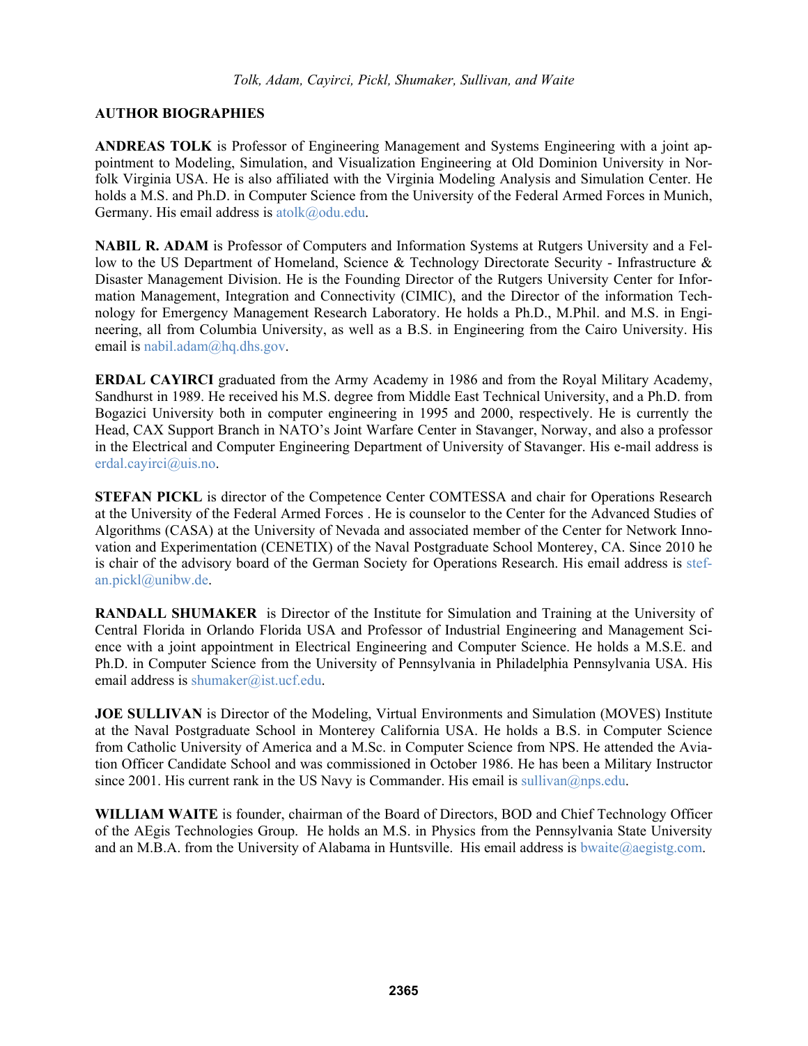## AUTHOR BIOGRAPHIES

**ANDREAS TOLK** is Professor of Engineering Management and Systems Engineering with a joint appointment to Modeling, Simulation, and Visualization Engineering at Old Dominion University in Norfolk Virginia USA. He is also affiliated with the Virginia Modeling Analysis and Simulation Center. He holds a M.S. and Ph.D. in Computer Science from the University of the Federal Armed Forces in Munich, Germany. His email address is atolk@odu.edu.

**NABIL R. ADAM** is Professor of Computers and Information Systems at Rutgers University and a Fellow to the US Department of Homeland, Science & Technology Directorate Security - Infrastructure & Disaster Management Division. He is the Founding Director of the Rutgers University Center for Information Management, Integration and Connectivity (CIMIC), and the Director of the information Technology for Emergency Management Research Laboratory. He holds a Ph.D., M.Phil. and M.S. in Engineering, all from Columbia University, as well as a B.S. in Engineering from the Cairo University. His email is nabil.adam@hq.dhs.gov.

**ERDAL CAYIRCI** graduated from the Army Academy in 1986 and from the Royal Military Academy, Sandhurst in 1989. He received his M.S. degree from Middle East Technical University, and a Ph.D. from Bogazici University both in computer engineering in 1995 and 2000, respectively. He is currently the Head, CAX Support Branch in NATO's Joint Warfare Center in Stavanger, Norway, and also a professor in the Electrical and Computer Engineering Department of University of Stavanger. His e-mail address is erdal.cayirci@uis.no.

**STEFAN PICKL** is director of the Competence Center COMTESSA and chair for Operations Research at the University of the Federal Armed Forces . He is counselor to the Center for the Advanced Studies of Algorithms (CASA) at the University of Nevada and associated member of the Center for Network Innovation and Experimentation (CENETIX) of the Naval Postgraduate School Monterey, CA. Since 2010 he is chair of the advisory board of the German Society for Operations Research. His email address is stefan.pickl@unibw.de.

**RANDALL SHUMAKER** is Director of the Institute for Simulation and Training at the University of Central Florida in Orlando Florida USA and Professor of Industrial Engineering and Management Science with a joint appointment in Electrical Engineering and Computer Science. He holds a M.S.E. and Ph.D. in Computer Science from the University of Pennsylvania in Philadelphia Pennsylvania USA. His email address is shumaker@ist.ucf.edu.

**JOE SULLIVAN** is Director of the Modeling, Virtual Environments and Simulation (MOVES) Institute at the Naval Postgraduate School in Monterey California USA. He holds a B.S. in Computer Science from Catholic University of America and a M.Sc. in Computer Science from NPS. He attended the Aviation Officer Candidate School and was commissioned in October 1986. He has been a Military Instructor since 2001. His current rank in the US Navy is Commander. His email is sullivan@nps.edu.

**WILLIAM WAITE** is founder, chairman of the Board of Directors, BOD and Chief Technology Officer of the AEgis Technologies Group. He holds an M.S. in Physics from the Pennsylvania State University and an M.B.A. from the University of Alabama in Huntsville. His email address is bwaite@aegistg.com.